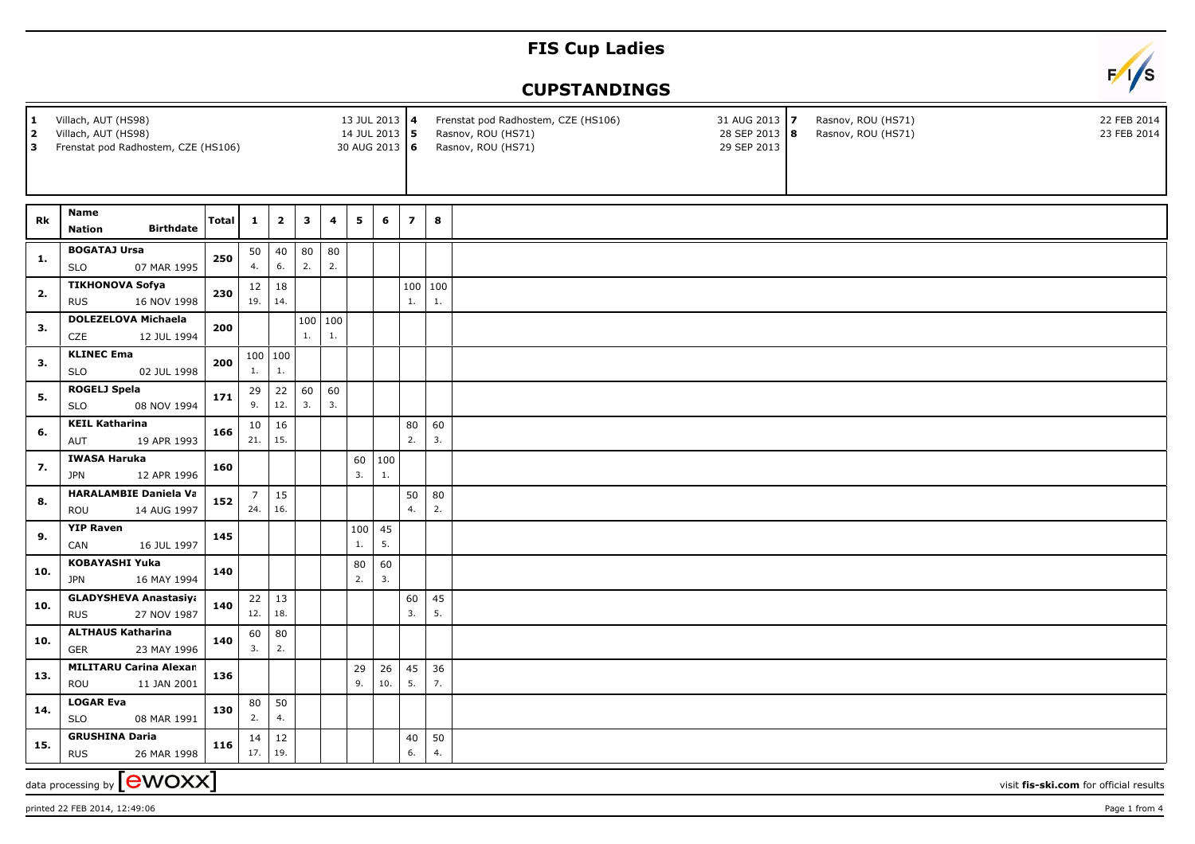# FIS Cup Ladies

## CUPSTANDINGS

| | | | |
|---|---|---|---|
| 1 | Villach, AUT (HS98) | | 13 JUL 2013 |
| 2 | Villach, AUT (HS98) | | 14 JUL 2013 |
| 3 | Frenstat pod Radhostem, CZE (HS106) | | 30 AUG 2013 |
| 4 | Frenstat pod Radhostem, CZE (HS106) | | 31 AUG 2013 |
| 5 | Rasnov, ROU (HS71) | | 28 SEP 2013 |
| 6 | Rasnov, ROU (HS71) | | 29 SEP 2013 |
| 7 | Rasnov, ROU (HS71) | | 22 FEB 2014 |
| 8 | Rasnov, ROU (HS71) | | 23 FEB 2014 |

| Rk | Name / Nation | Birthdate | Total | 1 | 2 | 3 | 4 | 5 | 6 | 7 | 8 |
|---|---|---|---|---|---|---|---|---|---|---|---|
| 1. | BOGATAJ Ursa / SLO | 07 MAR 1995 | 250 | 50 4. | 40 6. | 80 2. | 80 2. | | | | |
| 2. | TIKHONOVA Sofya / RUS | 16 NOV 1998 | 230 | 12 19. | 18 14. | | | | | 100 1. | 100 1. |
| 3. | DOLEZELOVA Michaela / CZE | 12 JUL 1994 | 200 | | | 100 1. | 100 1. | | | | |
| 3. | KLINEC Ema / SLO | 02 JUL 1998 | 200 | 100 1. | 100 1. | | | | | | |
| 5. | ROGELJ Spela / SLO | 08 NOV 1994 | 171 | 29 9. | 22 12. | 60 3. | 60 3. | | | | |
| 6. | KEIL Katharina / AUT | 19 APR 1993 | 166 | 10 21. | 16 15. | | | | | 80 2. | 60 3. |
| 7. | IWASA Haruka / JPN | 12 APR 1996 | 160 | | | | | 60 3. | 100 1. | | |
| 8. | HARALAMBIE Daniela Va / ROU | 14 AUG 1997 | 152 | 7 24. | 15 16. | | | | | 50 4. | 80 2. |
| 9. | YIP Raven / CAN | 16 JUL 1997 | 145 | | | | | 100 1. | 45 5. | | |
| 10. | KOBAYASHI Yuka / JPN | 16 MAY 1994 | 140 | | | | | 80 2. | 60 3. | | |
| 10. | GLADYSHEVA Anastasiya / RUS | 27 NOV 1987 | 140 | 22 12. | 13 18. | | | | | 60 3. | 45 5. |
| 10. | ALTHAUS Katharina / GER | 23 MAY 1996 | 140 | 60 3. | 80 2. | | | | | | |
| 13. | MILITARU Carina Alexan / ROU | 11 JAN 2001 | 136 | | | | | 29 9. | 26 10. | 45 5. | 36 7. |
| 14. | LOGAR Eva / SLO | 08 MAR 1991 | 130 | 80 2. | 50 4. | | | | | | |
| 15. | GRUSHINA Daria / RUS | 26 MAR 1998 | 116 | 14 17. | 12 19. | | | | | 40 6. | 50 4. |

data processing by ewoxx

visit fis-ski.com for official results

printed 22 FEB 2014, 12:49:06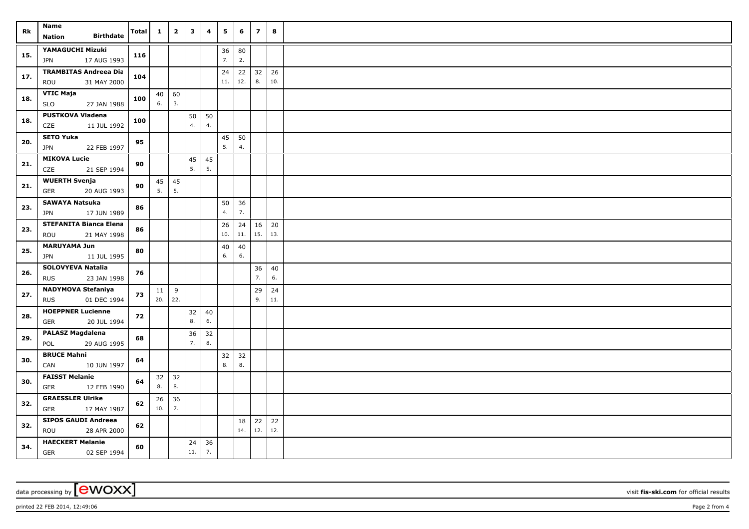| Rk | Name<br>Nation Birthdate | Total | 1 | 2 | 3 | 4 | 5 | 6 | 7 | 8 |
|---|---|---|---|---|---|---|---|---|---|---|
| 15. | YAMAGUCHI Mizuki<br>JPN 17 AUG 1993 | 116 | | | | | 36<br>7. | 80<br>2. | | |
| 17. | TRAMBITAS Andreea Dia<br>ROU 31 MAY 2000 | 104 | | | | | 24<br>11. | 22<br>12. | 32<br>8. | 26<br>10. |
| 18. | VTIC Maja<br>SLO 27 JAN 1988 | 100 | 40<br>6. | 60<br>3. | | | | | | |
| 18. | PUSTKOVA Vladena<br>CZE 11 JUL 1992 | 100 | | | 50<br>4. | 50<br>4. | | | | |
| 20. | SETO Yuka<br>JPN 22 FEB 1997 | 95 | | | | | 45<br>5. | 50<br>4. | | |
| 21. | MIKOVA Lucie<br>CZE 21 SEP 1994 | 90 | | | 45<br>5. | 45<br>5. | | | | |
| 21. | WUERTH Svenja<br>GER 20 AUG 1993 | 90 | 45<br>5. | 45<br>5. | | | | | | |
| 23. | SAWAYA Natsuka<br>JPN 17 JUN 1989 | 86 | | | | | 50<br>4. | 36<br>7. | | |
| 23. | STEFANITA Bianca Elena<br>ROU 21 MAY 1998 | 86 | | | | | 26<br>10. | 24<br>11. | 16<br>15. | 20<br>13. |
| 25. | MARUYAMA Jun<br>JPN 11 JUL 1995 | 80 | | | | | 40<br>6. | 40<br>6. | | |
| 26. | SOLOVYEVA Natalia<br>RUS 23 JAN 1998 | 76 | | | | | | | 36<br>7. | 40<br>6. |
| 27. | NADYMOVA Stefaniya<br>RUS 01 DEC 1994 | 73 | 11<br>20. | 9<br>22. | | | | | 29<br>9. | 24<br>11. |
| 28. | HOEPPNER Lucienne<br>GER 20 JUL 1994 | 72 | | | 32<br>8. | 40<br>6. | | | | |
| 29. | PALASZ Magdalena<br>POL 29 AUG 1995 | 68 | | | 36<br>7. | 32<br>8. | | | | |
| 30. | BRUCE Mahni<br>CAN 10 JUN 1997 | 64 | | | | | 32<br>8. | 32<br>8. | | |
| 30. | FAISST Melanie<br>GER 12 FEB 1990 | 64 | 32<br>8. | 32<br>8. | | | | | | |
| 32. | GRAESSLER Ulrike<br>GER 17 MAY 1987 | 62 | 26<br>10. | 36<br>7. | | | | | | |
| 32. | SIPOS GAUDI Andreea<br>ROU 28 APR 2000 | 62 | | | | | | 18<br>14. | 22<br>12. | 22<br>12. |
| 34. | HAECKERT Melanie<br>GER 02 SEP 1994 | 60 | | | 24<br>11. | 36<br>7. | | | | |

data processing by [ewoxx] visit fis-ski.com for official results

printed 22 FEB 2014, 12:49:06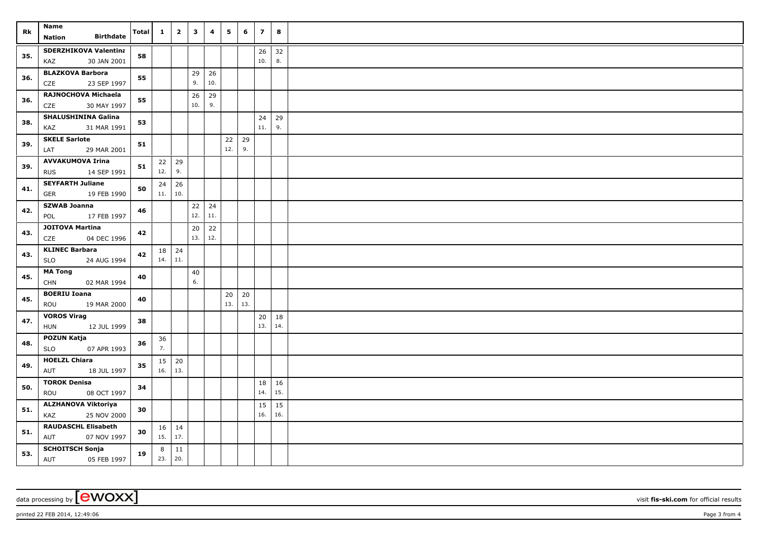| Rk | Name<br>Nation Birthdate | Total | 1 | 2 | 3 | 4 | 5 | 6 | 7 | 8 |
|---|---|---|---|---|---|---|---|---|---|---|
| 35. | SDERZHIKOVA Valentina<br>KAZ 30 JAN 2001 | 58 | | | | | | | 26<br>10. | 32<br>8. |
| 36. | BLAZKOVA Barbora<br>CZE 23 SEP 1997 | 55 | | | 29<br>9. | 26<br>10. | | | | |
| 36. | RAJNOCHOVA Michaela<br>CZE 30 MAY 1997 | 55 | | | 26<br>10. | 29<br>9. | | | | |
| 38. | SHALUSHININA Galina<br>KAZ 31 MAR 1991 | 53 | | | | | | | 24<br>11. | 29<br>9. |
| 39. | SKELE Sarlote<br>LAT 29 MAR 2001 | 51 | | | | | 22<br>12. | 29<br>9. | | |
| 39. | AVVAKUMOVA Irina<br>RUS 14 SEP 1991 | 51 | 22<br>12. | 29<br>9. | | | | | | |
| 41. | SEYFARTH Juliane<br>GER 19 FEB 1990 | 50 | 24<br>11. | 26<br>10. | | | | | | |
| 42. | SZWAB Joanna<br>POL 17 FEB 1997 | 46 | | | 22<br>12. | 24<br>11. | | | | |
| 43. | JOITOVA Martina<br>CZE 04 DEC 1996 | 42 | | | 20<br>13. | 22<br>12. | | | | |
| 43. | KLINEC Barbara<br>SLO 24 AUG 1994 | 42 | 18<br>14. | 24<br>11. | | | | | | |
| 45. | MA Tong<br>CHN 02 MAR 1994 | 40 | | | 40<br>6. | | | | | |
| 45. | BOERIU Ioana<br>ROU 19 MAR 2000 | 40 | | | | | 20<br>13. | 20<br>13. | | |
| 47. | VOROS Virag<br>HUN 12 JUL 1999 | 38 | | | | | | | 20<br>13. | 18<br>14. |
| 48. | POZUN Katja<br>SLO 07 APR 1993 | 36 | 36<br>7. | | | | | | | |
| 49. | HOELZL Chiara<br>AUT 18 JUL 1997 | 35 | 15<br>16. | 20<br>13. | | | | | | |
| 50. | TOROK Denisa<br>ROU 08 OCT 1997 | 34 | | | | | | | 18<br>14. | 16<br>15. |
| 51. | ALZHANOVA Viktoriya<br>KAZ 25 NOV 2000 | 30 | | | | | | | 15<br>16. | 15<br>16. |
| 51. | RAUDASCHL Elisabeth<br>AUT 07 NOV 1997 | 30 | 16<br>15. | 14<br>17. | | | | | | |
| 53. | SCHOITSCH Sonja<br>AUT 05 FEB 1997 | 19 | 8<br>23. | 11<br>20. | | | | | | |

data processing by [ewoxx] visit **fis-ski.com** for official results

printed 22 FEB 2014, 12:49:06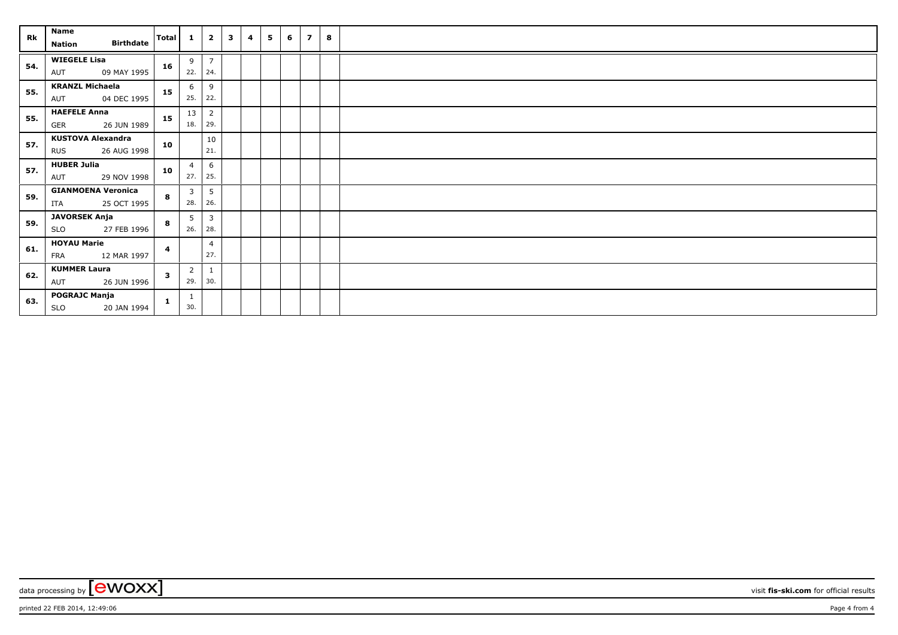| Rk | Name<br>Nation Birthdate | Total | 1 | 2 | 3 | 4 | 5 | 6 | 7 | 8 |
|---|---|---|---|---|---|---|---|---|---|---|
| 54. | **WIEGELE Lisa**<br>AUT 09 MAY 1995 | **16** | 9<br>22. | 7<br>24. | | | | | | |
| 55. | **KRANZL Michaela**<br>AUT 04 DEC 1995 | **15** | 6<br>25. | 9<br>22. | | | | | | |
| 55. | **HAEFELE Anna**<br>GER 26 JUN 1989 | **15** | 13<br>18. | 2<br>29. | | | | | | |
| 57. | **KUSTOVA Alexandra**<br>RUS 26 AUG 1998 | **10** | | 10<br>21. | | | | | | |
| 57. | **HUBER Julia**<br>AUT 29 NOV 1998 | **10** | 4<br>27. | 6<br>25. | | | | | | |
| 59. | **GIANMOENA Veronica**<br>ITA 25 OCT 1995 | **8** | 3<br>28. | 5<br>26. | | | | | | |
| 59. | **JAVORSEK Anja**<br>SLO 27 FEB 1996 | **8** | 5<br>26. | 3<br>28. | | | | | | |
| 61. | **HOYAU Marie**<br>FRA 12 MAR 1997 | **4** | | 4<br>27. | | | | | | |
| 62. | **KUMMER Laura**<br>AUT 26 JUN 1996 | **3** | 2<br>29. | 1<br>30. | | | | | | |
| 63. | **POGRAJC Manja**<br>SLO 20 JAN 1994 | **1** | 1<br>30. | | | | | | | |

data processing by [ewoxx] visit **fis-ski.com** for official results

printed 22 FEB 2014, 12:49:06